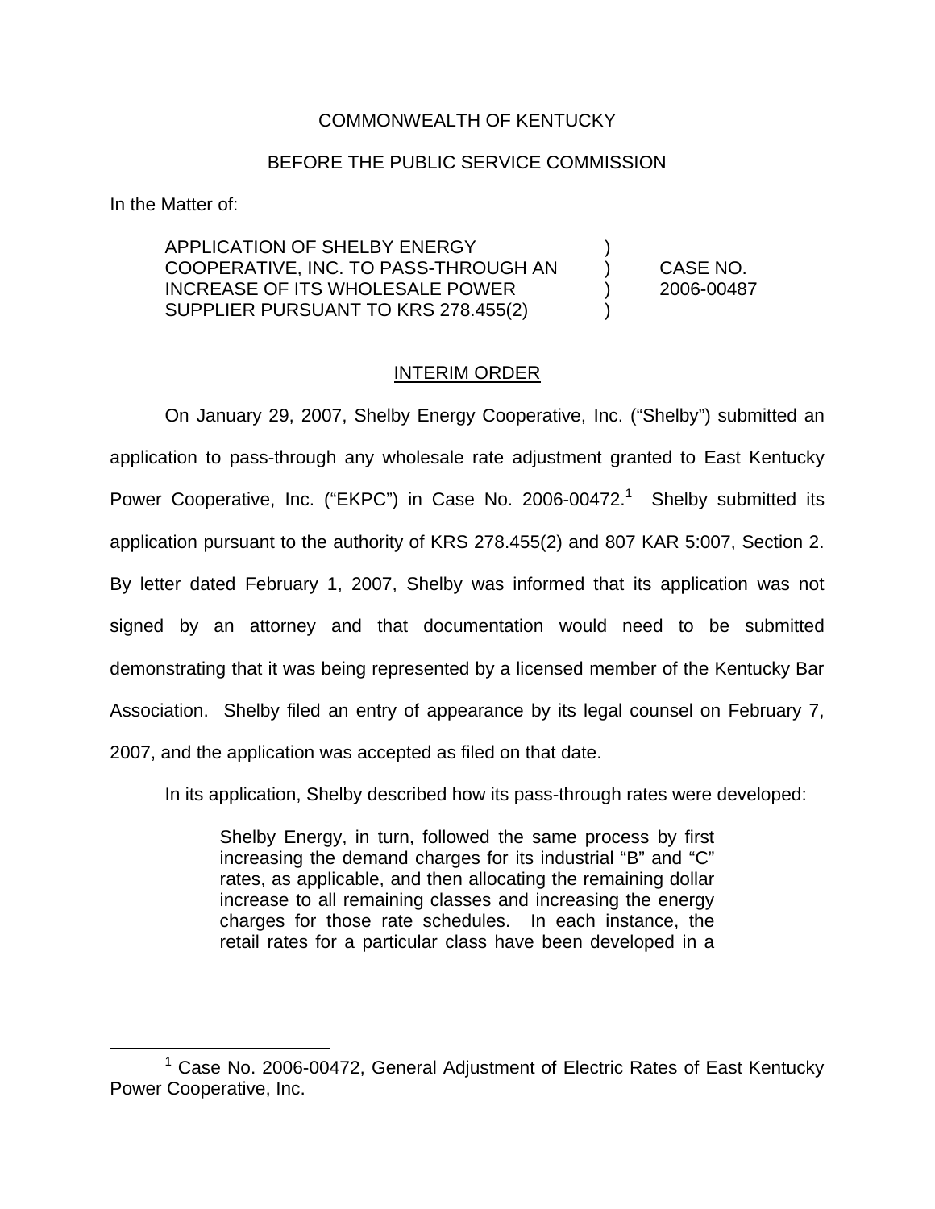COMMONWEALTH OF KENTUCKY

BEFORE THE PUBLIC SERVICE COMMISSION

In the Matter of:

| | | |
|---|---|---|
| APPLICATION OF SHELBY ENERGY COOPERATIVE, INC. TO PASS-THROUGH AN INCREASE OF ITS WHOLESALE POWER SUPPLIER PURSUANT TO KRS 278.455(2) | ) ) ) ) | CASE NO. 2006-00487 |

## INTERIM ORDER

On January 29, 2007, Shelby Energy Cooperative, Inc. ("Shelby") submitted an application to pass-through any wholesale rate adjustment granted to East Kentucky Power Cooperative, Inc. ("EKPC") in Case No. 2006-00472.[1] Shelby submitted its application pursuant to the authority of KRS 278.455(2) and 807 KAR 5:007, Section 2. By letter dated February 1, 2007, Shelby was informed that its application was not signed by an attorney and that documentation would need to be submitted demonstrating that it was being represented by a licensed member of the Kentucky Bar Association. Shelby filed an entry of appearance by its legal counsel on February 7, 2007, and the application was accepted as filed on that date.

In its application, Shelby described how its pass-through rates were developed:

> Shelby Energy, in turn, followed the same process by first increasing the demand charges for its industrial "B" and "C" rates, as applicable, and then allocating the remaining dollar increase to all remaining classes and increasing the energy charges for those rate schedules. In each instance, the retail rates for a particular class have been developed in a

[1] Case No. 2006-00472, General Adjustment of Electric Rates of East Kentucky Power Cooperative, Inc.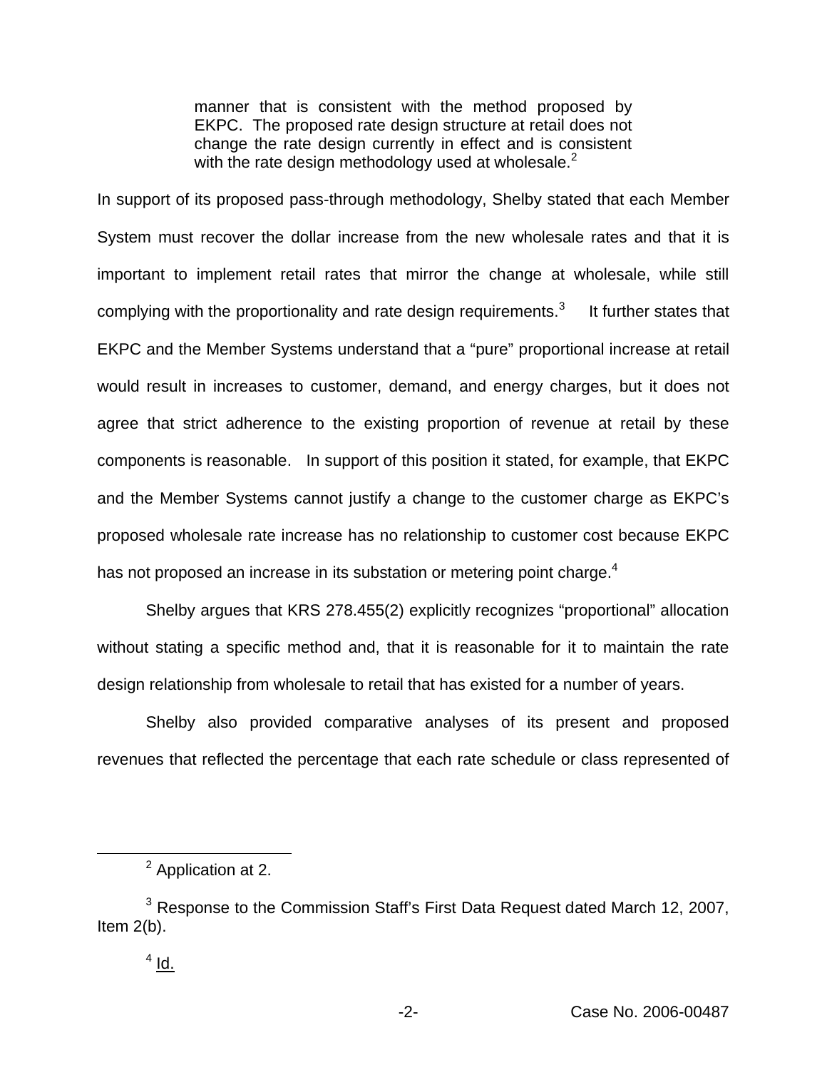> manner that is consistent with the method proposed by EKPC. The proposed rate design structure at retail does not change the rate design currently in effect and is consistent with the rate design methodology used at wholesale.[2]

In support of its proposed pass-through methodology, Shelby stated that each Member System must recover the dollar increase from the new wholesale rates and that it is important to implement retail rates that mirror the change at wholesale, while still complying with the proportionality and rate design requirements.[3] It further states that EKPC and the Member Systems understand that a "pure" proportional increase at retail would result in increases to customer, demand, and energy charges, but it does not agree that strict adherence to the existing proportion of revenue at retail by these components is reasonable. In support of this position it stated, for example, that EKPC and the Member Systems cannot justify a change to the customer charge as EKPC's proposed wholesale rate increase has no relationship to customer cost because EKPC has not proposed an increase in its substation or metering point charge.[4]

Shelby argues that KRS 278.455(2) explicitly recognizes "proportional" allocation without stating a specific method and, that it is reasonable for it to maintain the rate design relationship from wholesale to retail that has existed for a number of years.

Shelby also provided comparative analyses of its present and proposed revenues that reflected the percentage that each rate schedule or class represented of

---

[2] Application at 2.

[3] Response to the Commission Staff's First Data Request dated March 12, 2007, Item 2(b).

[4] Id.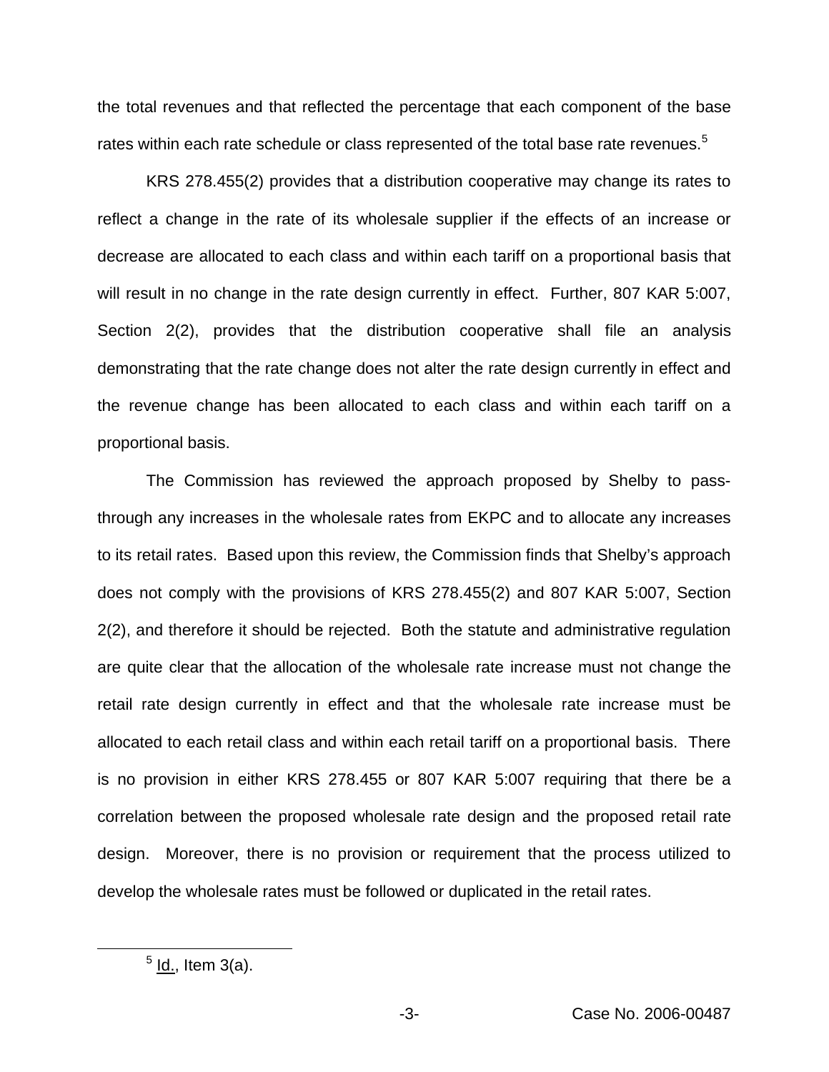the total revenues and that reflected the percentage that each component of the base rates within each rate schedule or class represented of the total base rate revenues.[5]

KRS 278.455(2) provides that a distribution cooperative may change its rates to reflect a change in the rate of its wholesale supplier if the effects of an increase or decrease are allocated to each class and within each tariff on a proportional basis that will result in no change in the rate design currently in effect. Further, 807 KAR 5:007, Section 2(2), provides that the distribution cooperative shall file an analysis demonstrating that the rate change does not alter the rate design currently in effect and the revenue change has been allocated to each class and within each tariff on a proportional basis.

The Commission has reviewed the approach proposed by Shelby to pass-through any increases in the wholesale rates from EKPC and to allocate any increases to its retail rates. Based upon this review, the Commission finds that Shelby's approach does not comply with the provisions of KRS 278.455(2) and 807 KAR 5:007, Section 2(2), and therefore it should be rejected. Both the statute and administrative regulation are quite clear that the allocation of the wholesale rate increase must not change the retail rate design currently in effect and that the wholesale rate increase must be allocated to each retail class and within each retail tariff on a proportional basis. There is no provision in either KRS 278.455 or 807 KAR 5:007 requiring that there be a correlation between the proposed wholesale rate design and the proposed retail rate design. Moreover, there is no provision or requirement that the process utilized to develop the wholesale rates must be followed or duplicated in the retail rates.

[5] Id., Item 3(a).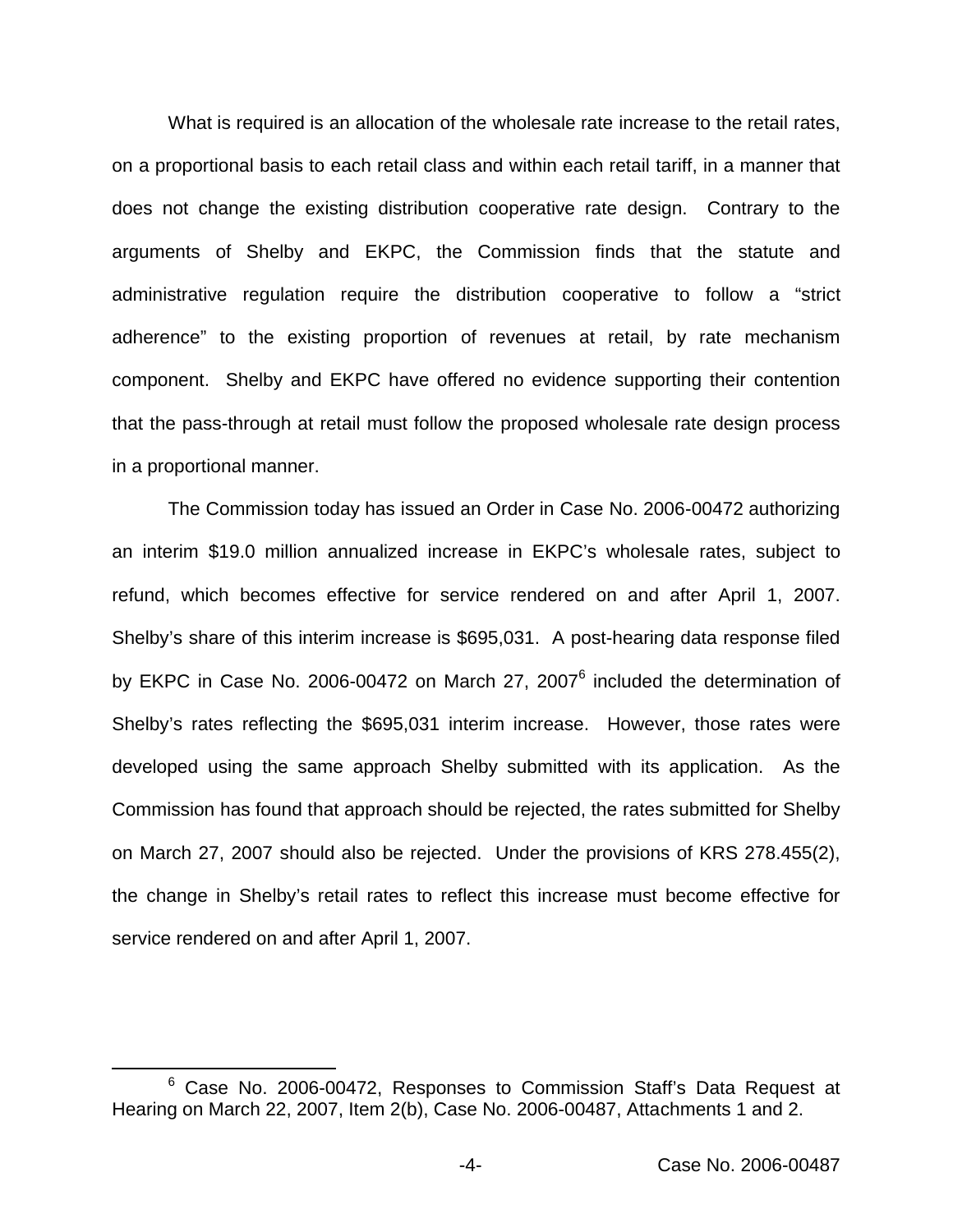What is required is an allocation of the wholesale rate increase to the retail rates, on a proportional basis to each retail class and within each retail tariff, in a manner that does not change the existing distribution cooperative rate design. Contrary to the arguments of Shelby and EKPC, the Commission finds that the statute and administrative regulation require the distribution cooperative to follow a "strict adherence" to the existing proportion of revenues at retail, by rate mechanism component. Shelby and EKPC have offered no evidence supporting their contention that the pass-through at retail must follow the proposed wholesale rate design process in a proportional manner.

The Commission today has issued an Order in Case No. 2006-00472 authorizing an interim $19.0 million annualized increase in EKPC's wholesale rates, subject to refund, which becomes effective for service rendered on and after April 1, 2007. Shelby's share of this interim increase is $695,031. A post-hearing data response filed by EKPC in Case No. 2006-00472 on March 27, 2007[6] included the determination of Shelby's rates reflecting the $695,031 interim increase. However, those rates were developed using the same approach Shelby submitted with its application. As the Commission has found that approach should be rejected, the rates submitted for Shelby on March 27, 2007 should also be rejected. Under the provisions of KRS 278.455(2), the change in Shelby's retail rates to reflect this increase must become effective for service rendered on and after April 1, 2007.

[6] Case No. 2006-00472, Responses to Commission Staff's Data Request at Hearing on March 22, 2007, Item 2(b), Case No. 2006-00487, Attachments 1 and 2.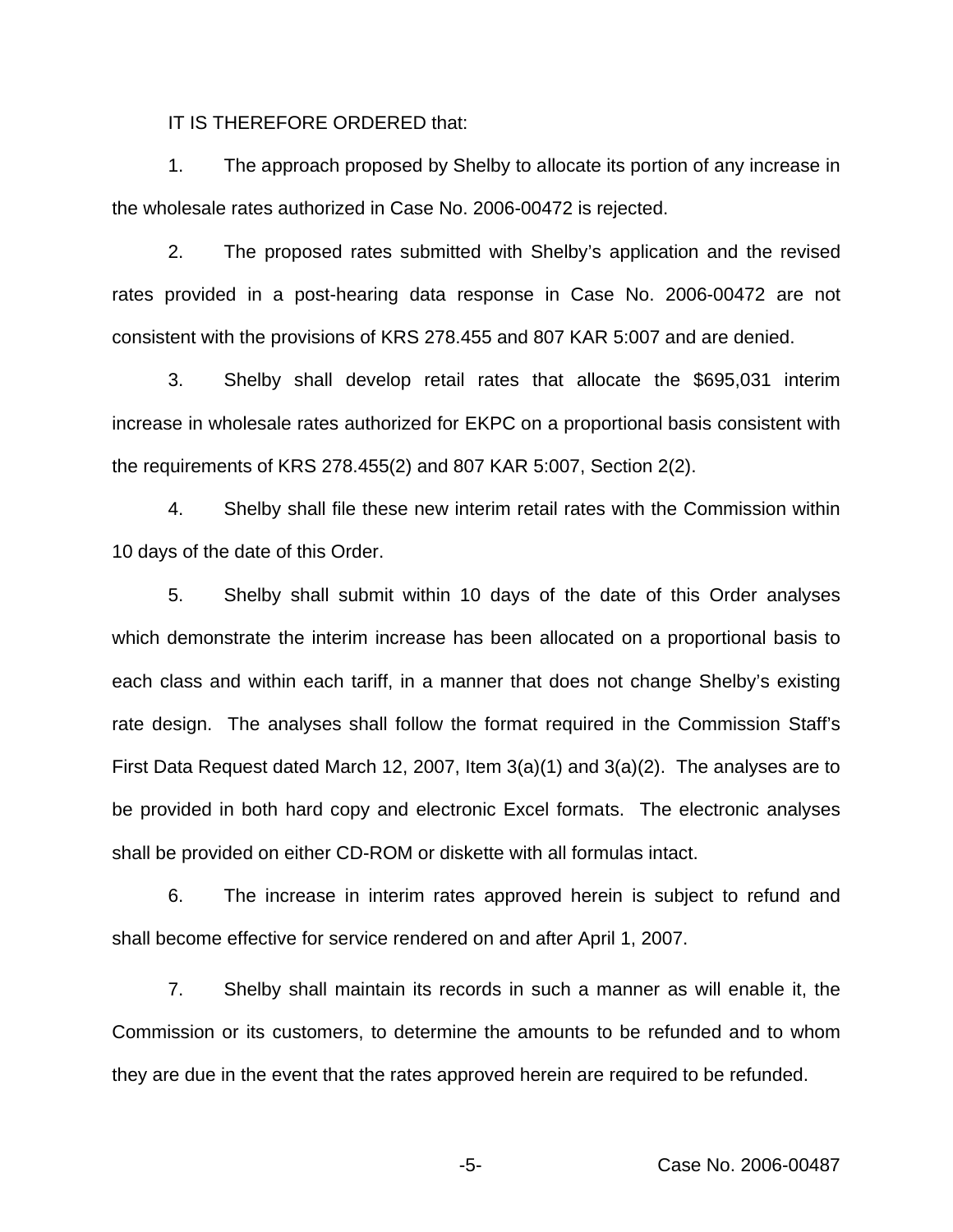IT IS THEREFORE ORDERED that:

1. The approach proposed by Shelby to allocate its portion of any increase in the wholesale rates authorized in Case No. 2006-00472 is rejected.

2. The proposed rates submitted with Shelby's application and the revised rates provided in a post-hearing data response in Case No. 2006-00472 are not consistent with the provisions of KRS 278.455 and 807 KAR 5:007 and are denied.

3. Shelby shall develop retail rates that allocate the $695,031 interim increase in wholesale rates authorized for EKPC on a proportional basis consistent with the requirements of KRS 278.455(2) and 807 KAR 5:007, Section 2(2).

4. Shelby shall file these new interim retail rates with the Commission within 10 days of the date of this Order.

5. Shelby shall submit within 10 days of the date of this Order analyses which demonstrate the interim increase has been allocated on a proportional basis to each class and within each tariff, in a manner that does not change Shelby's existing rate design. The analyses shall follow the format required in the Commission Staff's First Data Request dated March 12, 2007, Item 3(a)(1) and 3(a)(2). The analyses are to be provided in both hard copy and electronic Excel formats. The electronic analyses shall be provided on either CD-ROM or diskette with all formulas intact.

6. The increase in interim rates approved herein is subject to refund and shall become effective for service rendered on and after April 1, 2007.

7. Shelby shall maintain its records in such a manner as will enable it, the Commission or its customers, to determine the amounts to be refunded and to whom they are due in the event that the rates approved herein are required to be refunded.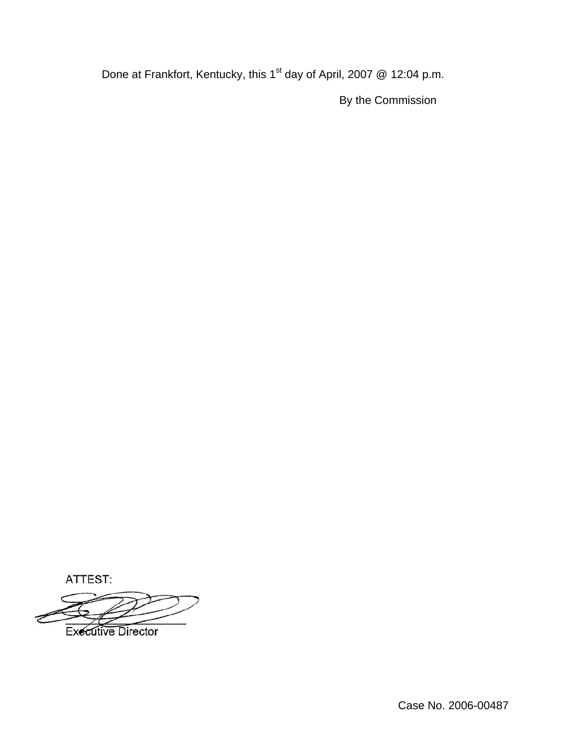Done at Frankfort, Kentucky, this 1st day of April, 2007 @ 12:04 p.m.

By the Commission

ATTEST:

Executive Director

Case No. 2006-00487